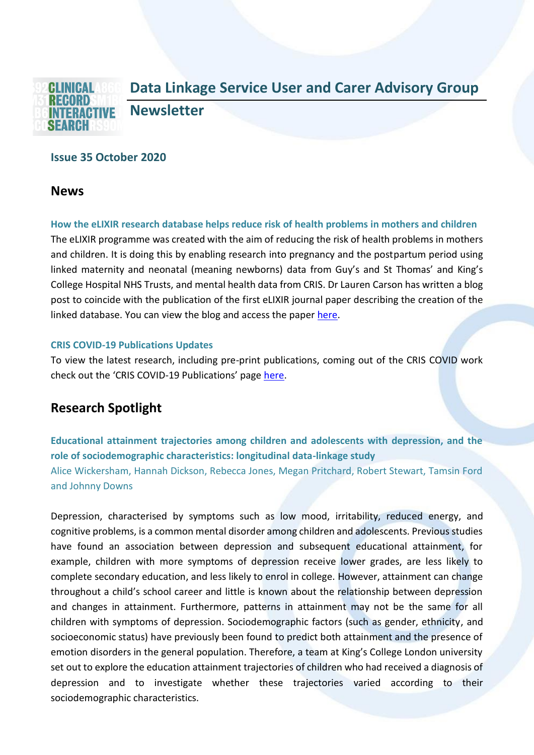# Data Linkage Service User and Carer Advisory Group Newsletter

**Issue 35 October 2020**

## News

**How the eLIXIR research database helps reduce risk of health problems in mothers and children**

The eLIXIR programme was created with the aim of reducing the risk of health problems in mothers and children. It is doing this by enabling research into pregnancy and the postpartum period using linked maternity and neonatal (meaning newborns) data from Guy's and St Thomas' and King's College Hospital NHS Trusts, and mental health data from CRIS. Dr Lauren Carson has written a blog post to coincide with the publication of the first eLIXIR journal paper describing the creation of the linked database. You can view the blog and access the paper here.

**CRIS COVID-19 Publications Updates**

To view the latest research, including pre-print publications, coming out of the CRIS COVID work check out the 'CRIS COVID-19 Publications' page here.

## Research Spotlight

**Educational attainment trajectories among children and adolescents with depression, and the role of sociodemographic characteristics: longitudinal data-linkage study**

Alice Wickersham, Hannah Dickson, Rebecca Jones, Megan Pritchard, Robert Stewart, Tamsin Ford and Johnny Downs

Depression, characterised by symptoms such as low mood, irritability, reduced energy, and cognitive problems, is a common mental disorder among children and adolescents. Previous studies have found an association between depression and subsequent educational attainment, for example, children with more symptoms of depression receive lower grades, are less likely to complete secondary education, and less likely to enrol in college. However, attainment can change throughout a child's school career and little is known about the relationship between depression and changes in attainment. Furthermore, patterns in attainment may not be the same for all children with symptoms of depression. Sociodemographic factors (such as gender, ethnicity, and socioeconomic status) have previously been found to predict both attainment and the presence of emotion disorders in the general population. Therefore, a team at King's College London university set out to explore the education attainment trajectories of children who had received a diagnosis of depression and to investigate whether these trajectories varied according to their sociodemographic characteristics.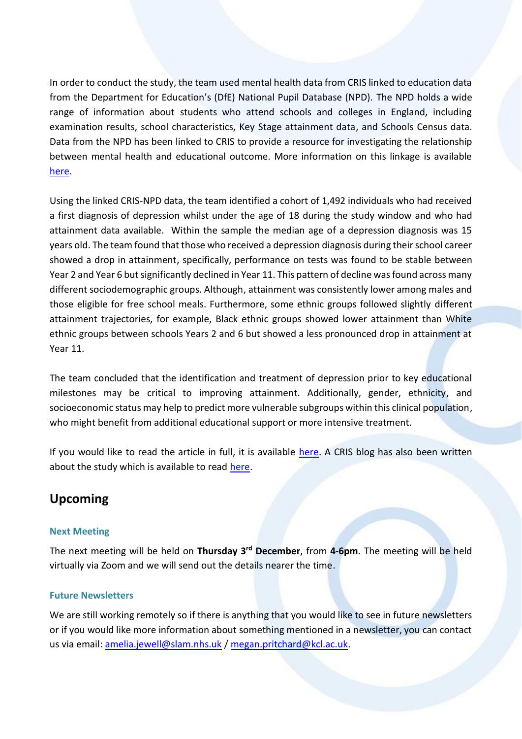In order to conduct the study, the team used mental health data from CRIS linked to education data from the Department for Education's (DfE) National Pupil Database (NPD). The NPD holds a wide range of information about students who attend schools and colleges in England, including examination results, school characteristics, Key Stage attainment data, and Schools Census data. Data from the NPD has been linked to CRIS to provide a resource for investigating the relationship between mental health and educational outcome. More information on this linkage is available here.

Using the linked CRIS-NPD data, the team identified a cohort of 1,492 individuals who had received a first diagnosis of depression whilst under the age of 18 during the study window and who had attainment data available. Within the sample the median age of a depression diagnosis was 15 years old. The team found that those who received a depression diagnosis during their school career showed a drop in attainment, specifically, performance on tests was found to be stable between Year 2 and Year 6 but significantly declined in Year 11. This pattern of decline was found across many different sociodemographic groups. Although, attainment was consistently lower among males and those eligible for free school meals. Furthermore, some ethnic groups followed slightly different attainment trajectories, for example, Black ethnic groups showed lower attainment than White ethnic groups between schools Years 2 and 6 but showed a less pronounced drop in attainment at Year 11.

The team concluded that the identification and treatment of depression prior to key educational milestones may be critical to improving attainment. Additionally, gender, ethnicity, and socioeconomic status may help to predict more vulnerable subgroups within this clinical population, who might benefit from additional educational support or more intensive treatment.

If you would like to read the article in full, it is available here. A CRIS blog has also been written about the study which is available to read here.

## Upcoming

### Next Meeting

The next meeting will be held on **Thursday 3rd December**, from **4-6pm**. The meeting will be held virtually via Zoom and we will send out the details nearer the time.

### Future Newsletters

We are still working remotely so if there is anything that you would like to see in future newsletters or if you would like more information about something mentioned in a newsletter, you can contact us via email: amelia.jewell@slam.nhs.uk / megan.pritchard@kcl.ac.uk.